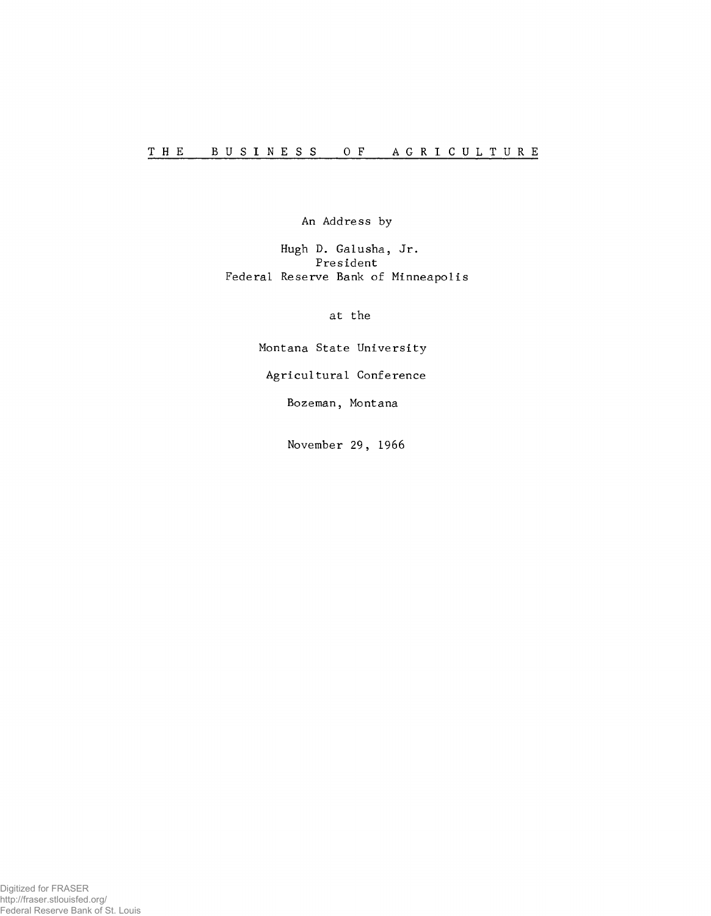# THE BUSINESS OF AGRICULTURE

An Address by

Hugh D. Galusha, Jr.
President
Federal Reserve Bank of Minneapolis

at the

Montana State University

Agricultural Conference

Bozeman, Montana

November 29, 1966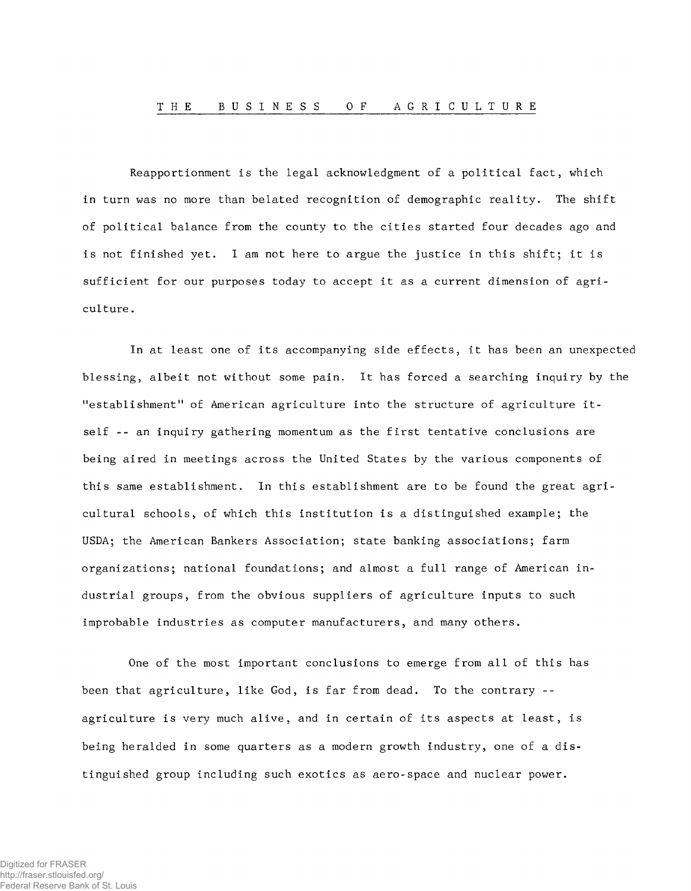# THE BUSINESS OF AGRICULTURE

Reapportionment is the legal acknowledgment of a political fact, which in turn was no more than belated recognition of demographic reality. The shift of political balance from the county to the cities started four decades ago and is not finished yet. I am not here to argue the justice in this shift; it is sufficient for our purposes today to accept it as a current dimension of agriculture.

In at least one of its accompanying side effects, it has been an unexpected blessing, albeit not without some pain. It has forced a searching inquiry by the "establishment" of American agriculture into the structure of agriculture itself -- an inquiry gathering momentum as the first tentative conclusions are being aired in meetings across the United States by the various components of this same establishment. In this establishment are to be found the great agricultural schools, of which this institution is a distinguished example; the USDA; the American Bankers Association; state banking associations; farm organizations; national foundations; and almost a full range of American industrial groups, from the obvious suppliers of agriculture inputs to such improbable industries as computer manufacturers, and many others.

One of the most important conclusions to emerge from all of this has been that agriculture, like God, is far from dead. To the contrary -- agriculture is very much alive, and in certain of its aspects at least, is being heralded in some quarters as a modern growth industry, one of a distinguished group including such exotics as aero-space and nuclear power.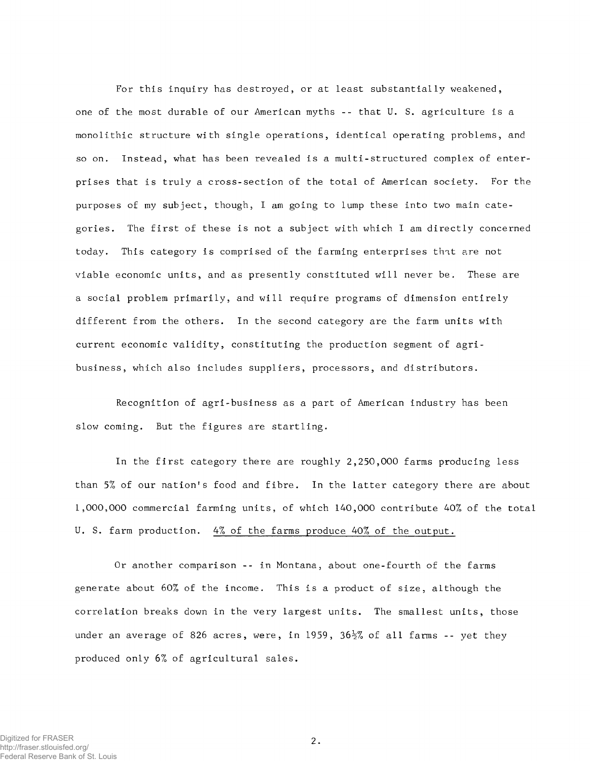For this inquiry has destroyed, or at least substantially weakened, one of the most durable of our American myths -- that U. S. agriculture is a monolithic structure with single operations, identical operating problems, and so on. Instead, what has been revealed is a multi-structured complex of enterprises that is truly a cross-section of the total of American society. For the purposes of my subject, though, I am going to lump these into two main categories. The first of these is not a subject with which I am directly concerned today. This category is comprised of the farming enterprises that are not viable economic units, and as presently constituted will never be. These are a social problem primarily, and will require programs of dimension entirely different from the others. In the second category are the farm units with current economic validity, constituting the production segment of agri-business, which also includes suppliers, processors, and distributors.

Recognition of agri-business as a part of American industry has been slow coming. But the figures are startling.

In the first category there are roughly 2,250,000 farms producing less than 5% of our nation's food and fibre. In the latter category there are about 1,000,000 commercial farming units, of which 140,000 contribute 40% of the total U. S. farm production. <u>4% of the farms produce 40% of the output.</u>

Or another comparison -- in Montana, about one-fourth of the farms generate about 60% of the income. This is a product of size, although the correlation breaks down in the very largest units. The smallest units, those under an average of 826 acres, were, in 1959, 36½% of all farms -- yet they produced only 6% of agricultural sales.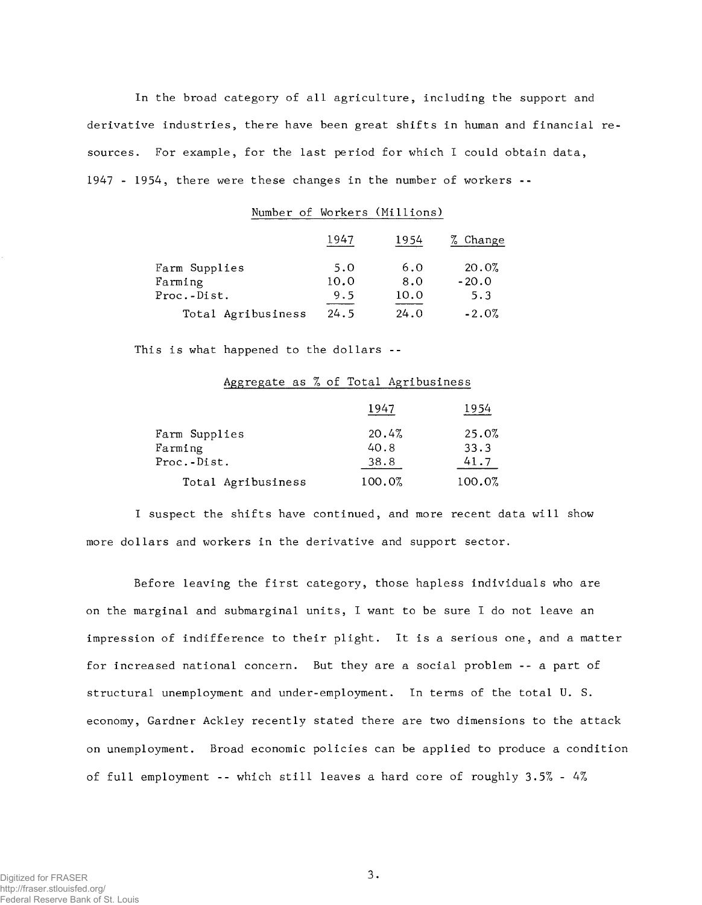In the broad category of all agriculture, including the support and derivative industries, there have been great shifts in human and financial resources. For example, for the last period for which I could obtain data, 1947 - 1954, there were these changes in the number of workers --

Number of Workers (Millions)

| | 1947 | 1954 | % Change |
|---|---|---|---|
| Farm Supplies | 5.0 | 6.0 | 20.0% |
| Farming | 10.0 | 8.0 | -20.0 |
| Proc.-Dist. | 9.5 | 10.0 | 5.3 |
| Total Agribusiness | 24.5 | 24.0 | -2.0% |

This is what happened to the dollars --

Aggregate as % of Total Agribusiness

| | 1947 | 1954 |
|---|---|---|
| Farm Supplies | 20.4% | 25.0% |
| Farming | 40.8 | 33.3 |
| Proc.-Dist. | 38.8 | 41.7 |
| Total Agribusiness | 100.0% | 100.0% |

I suspect the shifts have continued, and more recent data will show more dollars and workers in the derivative and support sector.

Before leaving the first category, those hapless individuals who are on the marginal and submarginal units, I want to be sure I do not leave an impression of indifference to their plight. It is a serious one, and a matter for increased national concern. But they are a social problem -- a part of structural unemployment and under-employment. In terms of the total U. S. economy, Gardner Ackley recently stated there are two dimensions to the attack on unemployment. Broad economic policies can be applied to produce a condition of full employment -- which still leaves a hard core of roughly 3.5% - 4%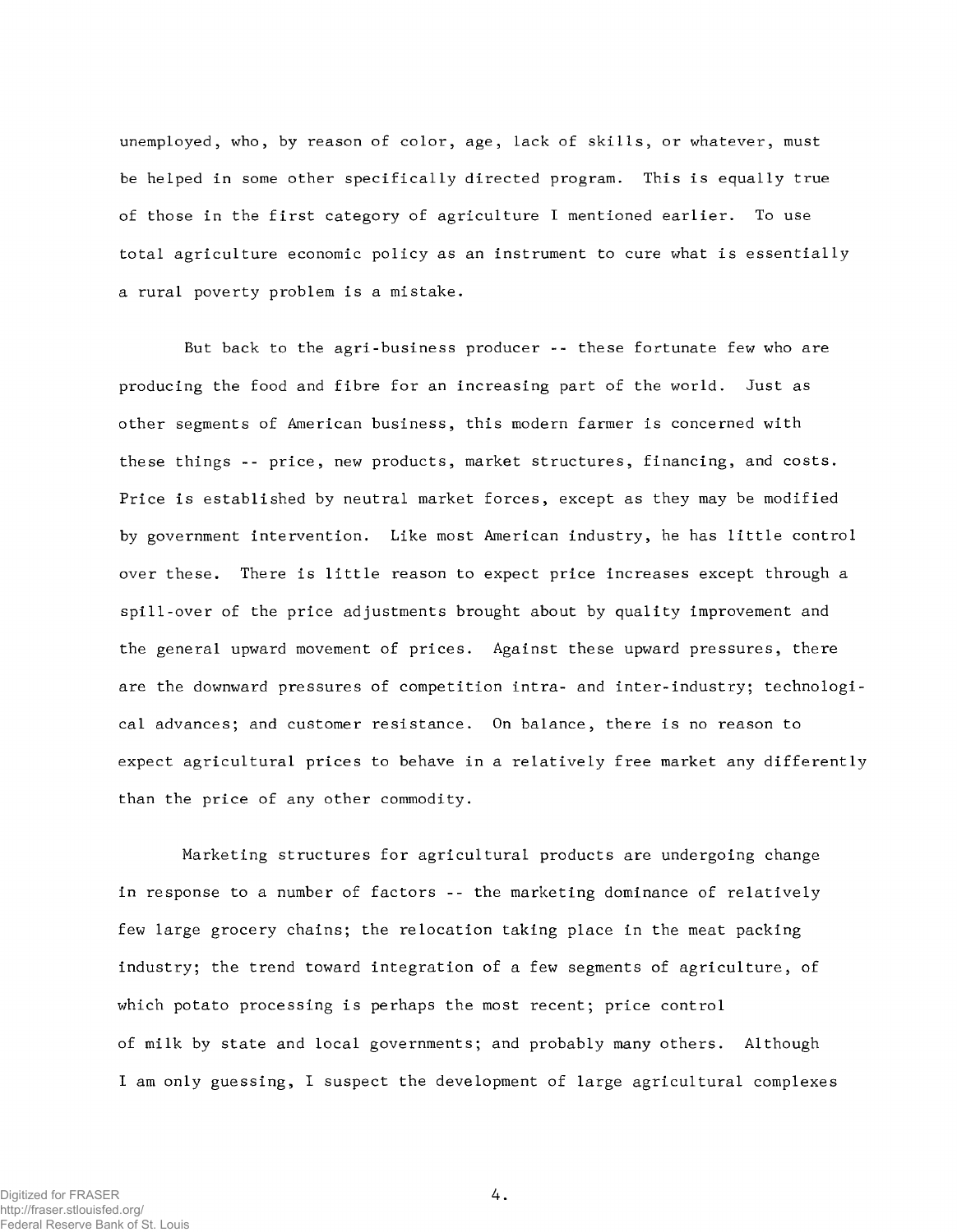unemployed, who, by reason of color, age, lack of skills, or whatever, must be helped in some other specifically directed program. This is equally true of those in the first category of agriculture I mentioned earlier. To use total agriculture economic policy as an instrument to cure what is essentially a rural poverty problem is a mistake.

But back to the agri-business producer -- these fortunate few who are producing the food and fibre for an increasing part of the world. Just as other segments of American business, this modern farmer is concerned with these things -- price, new products, market structures, financing, and costs. Price is established by neutral market forces, except as they may be modified by government intervention. Like most American industry, he has little control over these. There is little reason to expect price increases except through a spill-over of the price adjustments brought about by quality improvement and the general upward movement of prices. Against these upward pressures, there are the downward pressures of competition intra- and inter-industry; technological advances; and customer resistance. On balance, there is no reason to expect agricultural prices to behave in a relatively free market any differently than the price of any other commodity.

Marketing structures for agricultural products are undergoing change in response to a number of factors -- the marketing dominance of relatively few large grocery chains; the relocation taking place in the meat packing industry; the trend toward integration of a few segments of agriculture, of which potato processing is perhaps the most recent; price control of milk by state and local governments; and probably many others. Although I am only guessing, I suspect the development of large agricultural complexes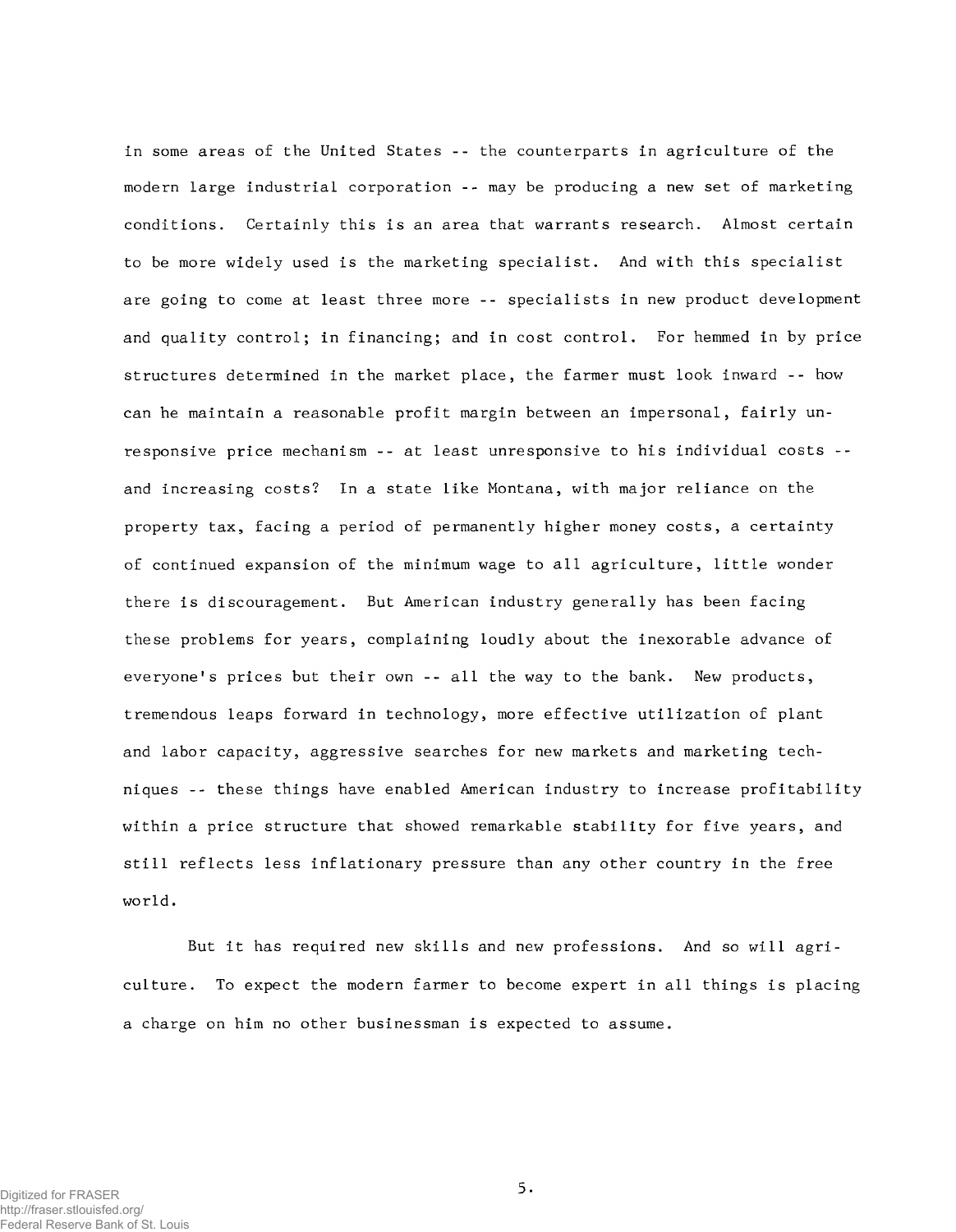in some areas of the United States -- the counterparts in agriculture of the modern large industrial corporation -- may be producing a new set of marketing conditions. Certainly this is an area that warrants research. Almost certain to be more widely used is the marketing specialist. And with this specialist are going to come at least three more -- specialists in new product development and quality control; in financing; and in cost control. For hemmed in by price structures determined in the market place, the farmer must look inward -- how can he maintain a reasonable profit margin between an impersonal, fairly unresponsive price mechanism -- at least unresponsive to his individual costs -- and increasing costs? In a state like Montana, with major reliance on the property tax, facing a period of permanently higher money costs, a certainty of continued expansion of the minimum wage to all agriculture, little wonder there is discouragement. But American industry generally has been facing these problems for years, complaining loudly about the inexorable advance of everyone's prices but their own -- all the way to the bank. New products, tremendous leaps forward in technology, more effective utilization of plant and labor capacity, aggressive searches for new markets and marketing techniques -- these things have enabled American industry to increase profitability within a price structure that showed remarkable stability for five years, and still reflects less inflationary pressure than any other country in the free world.

But it has required new skills and new professions. And so will agriculture. To expect the modern farmer to become expert in all things is placing a charge on him no other businessman is expected to assume.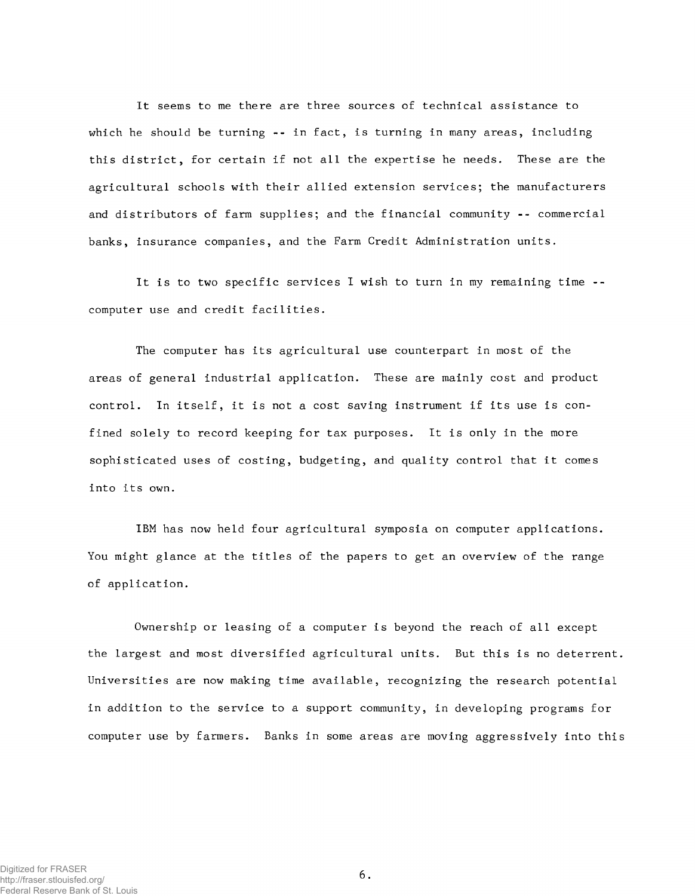It seems to me there are three sources of technical assistance to which he should be turning -- in fact, is turning in many areas, including this district, for certain if not all the expertise he needs. These are the agricultural schools with their allied extension services; the manufacturers and distributors of farm supplies; and the financial community -- commercial banks, insurance companies, and the Farm Credit Administration units.

It is to two specific services I wish to turn in my remaining time -- computer use and credit facilities.

The computer has its agricultural use counterpart in most of the areas of general industrial application. These are mainly cost and product control. In itself, it is not a cost saving instrument if its use is confined solely to record keeping for tax purposes. It is only in the more sophisticated uses of costing, budgeting, and quality control that it comes into its own.

IBM has now held four agricultural symposia on computer applications. You might glance at the titles of the papers to get an overview of the range of application.

Ownership or leasing of a computer is beyond the reach of all except the largest and most diversified agricultural units. But this is no deterrent. Universities are now making time available, recognizing the research potential in addition to the service to a support community, in developing programs for computer use by farmers. Banks in some areas are moving aggressively into this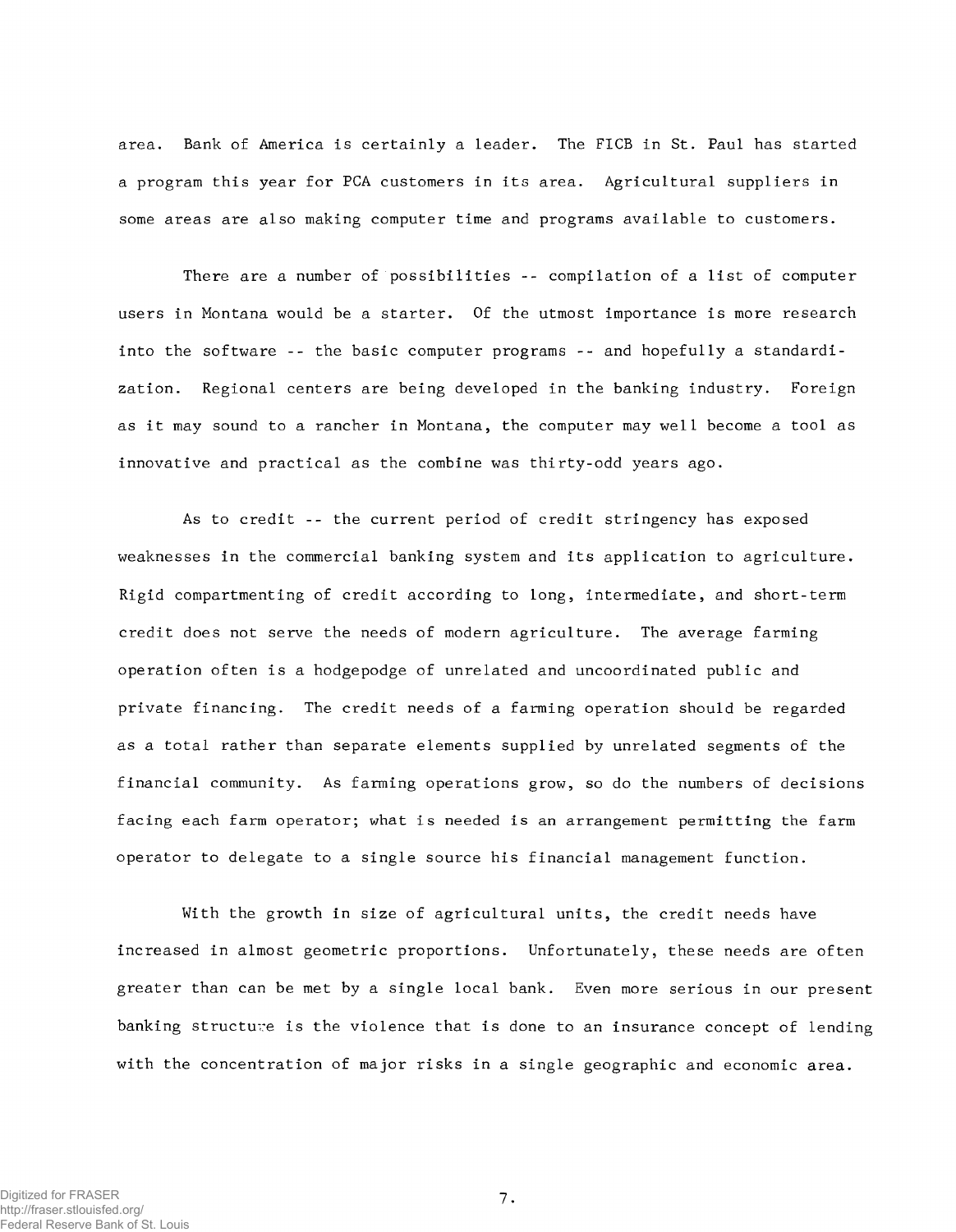area. Bank of America is certainly a leader. The FICB in St. Paul has started a program this year for PCA customers in its area. Agricultural suppliers in some areas are also making computer time and programs available to customers.

There are a number of possibilities -- compilation of a list of computer users in Montana would be a starter. Of the utmost importance is more research into the software -- the basic computer programs -- and hopefully a standardization. Regional centers are being developed in the banking industry. Foreign as it may sound to a rancher in Montana, the computer may well become a tool as innovative and practical as the combine was thirty-odd years ago.

As to credit -- the current period of credit stringency has exposed weaknesses in the commercial banking system and its application to agriculture. Rigid compartmenting of credit according to long, intermediate, and short-term credit does not serve the needs of modern agriculture. The average farming operation often is a hodgepodge of unrelated and uncoordinated public and private financing. The credit needs of a farming operation should be regarded as a total rather than separate elements supplied by unrelated segments of the financial community. As farming operations grow, so do the numbers of decisions facing each farm operator; what is needed is an arrangement permitting the farm operator to delegate to a single source his financial management function.

With the growth in size of agricultural units, the credit needs have increased in almost geometric proportions. Unfortunately, these needs are often greater than can be met by a single local bank. Even more serious in our present banking structure is the violence that is done to an insurance concept of lending with the concentration of major risks in a single geographic and economic area.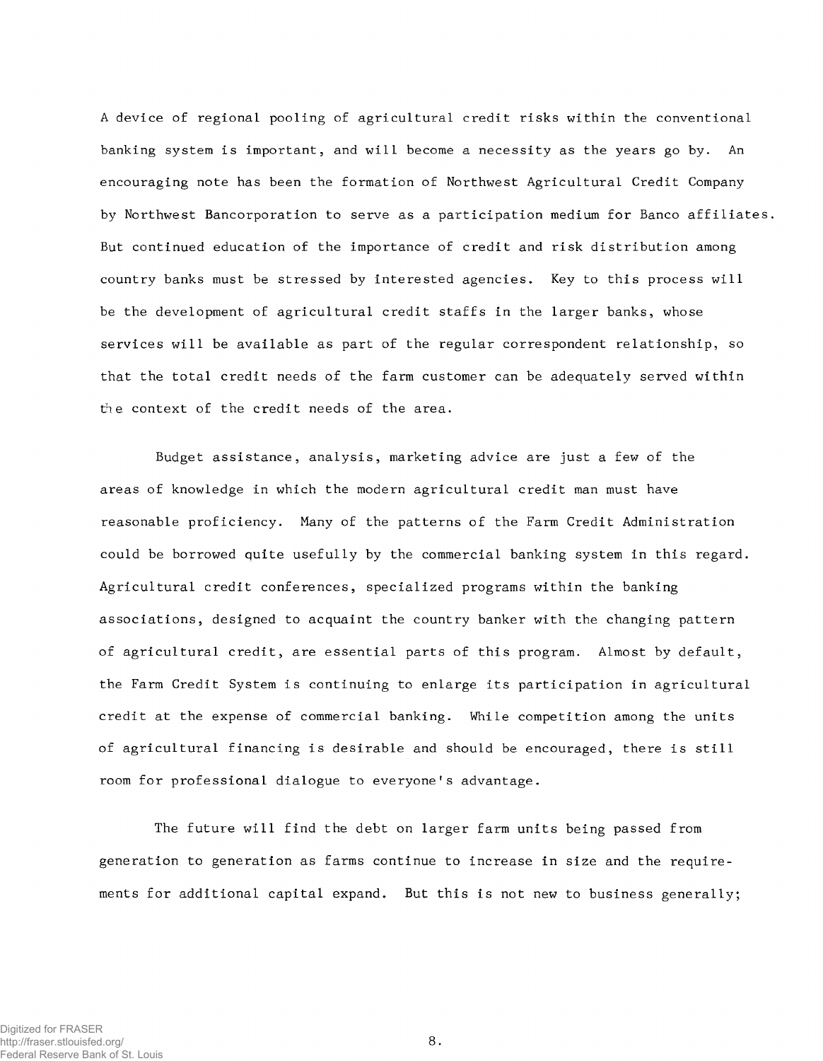A device of regional pooling of agricultural credit risks within the conventional banking system is important, and will become a necessity as the years go by. An encouraging note has been the formation of Northwest Agricultural Credit Company by Northwest Bancorporation to serve as a participation medium for Banco affiliates. But continued education of the importance of credit and risk distribution among country banks must be stressed by interested agencies. Key to this process will be the development of agricultural credit staffs in the larger banks, whose services will be available as part of the regular correspondent relationship, so that the total credit needs of the farm customer can be adequately served within the context of the credit needs of the area.

Budget assistance, analysis, marketing advice are just a few of the areas of knowledge in which the modern agricultural credit man must have reasonable proficiency. Many of the patterns of the Farm Credit Administration could be borrowed quite usefully by the commercial banking system in this regard. Agricultural credit conferences, specialized programs within the banking associations, designed to acquaint the country banker with the changing pattern of agricultural credit, are essential parts of this program. Almost by default, the Farm Credit System is continuing to enlarge its participation in agricultural credit at the expense of commercial banking. While competition among the units of agricultural financing is desirable and should be encouraged, there is still room for professional dialogue to everyone's advantage.

The future will find the debt on larger farm units being passed from generation to generation as farms continue to increase in size and the requirements for additional capital expand. But this is not new to business generally;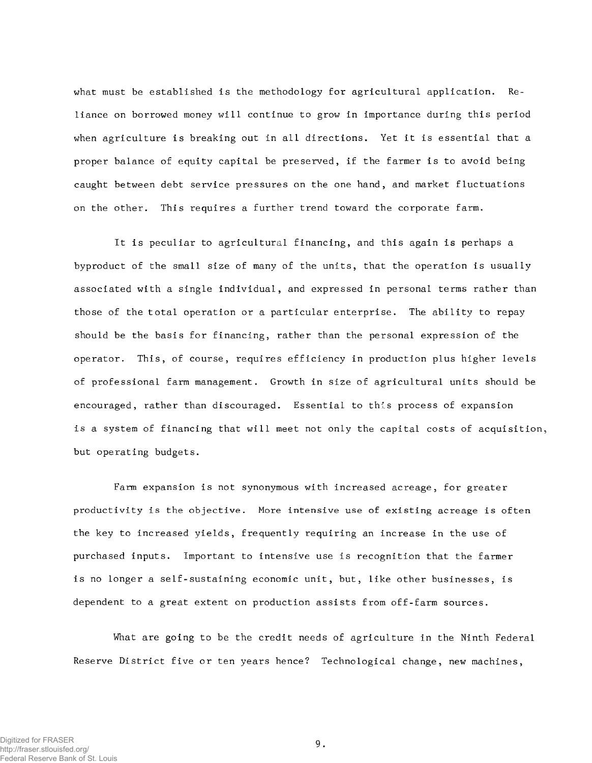what must be established is the methodology for agricultural application. Reliance on borrowed money will continue to grow in importance during this period when agriculture is breaking out in all directions. Yet it is essential that a proper balance of equity capital be preserved, if the farmer is to avoid being caught between debt service pressures on the one hand, and market fluctuations on the other. This requires a further trend toward the corporate farm.

It is peculiar to agricultural financing, and this again is perhaps a byproduct of the small size of many of the units, that the operation is usually associated with a single individual, and expressed in personal terms rather than those of the total operation or a particular enterprise. The ability to repay should be the basis for financing, rather than the personal expression of the operator. This, of course, requires efficiency in production plus higher levels of professional farm management. Growth in size of agricultural units should be encouraged, rather than discouraged. Essential to this process of expansion is a system of financing that will meet not only the capital costs of acquisition, but operating budgets.

Farm expansion is not synonymous with increased acreage, for greater productivity is the objective. More intensive use of existing acreage is often the key to increased yields, frequently requiring an increase in the use of purchased inputs. Important to intensive use is recognition that the farmer is no longer a self-sustaining economic unit, but, like other businesses, is dependent to a great extent on production assists from off-farm sources.

What are going to be the credit needs of agriculture in the Ninth Federal Reserve District five or ten years hence? Technological change, new machines,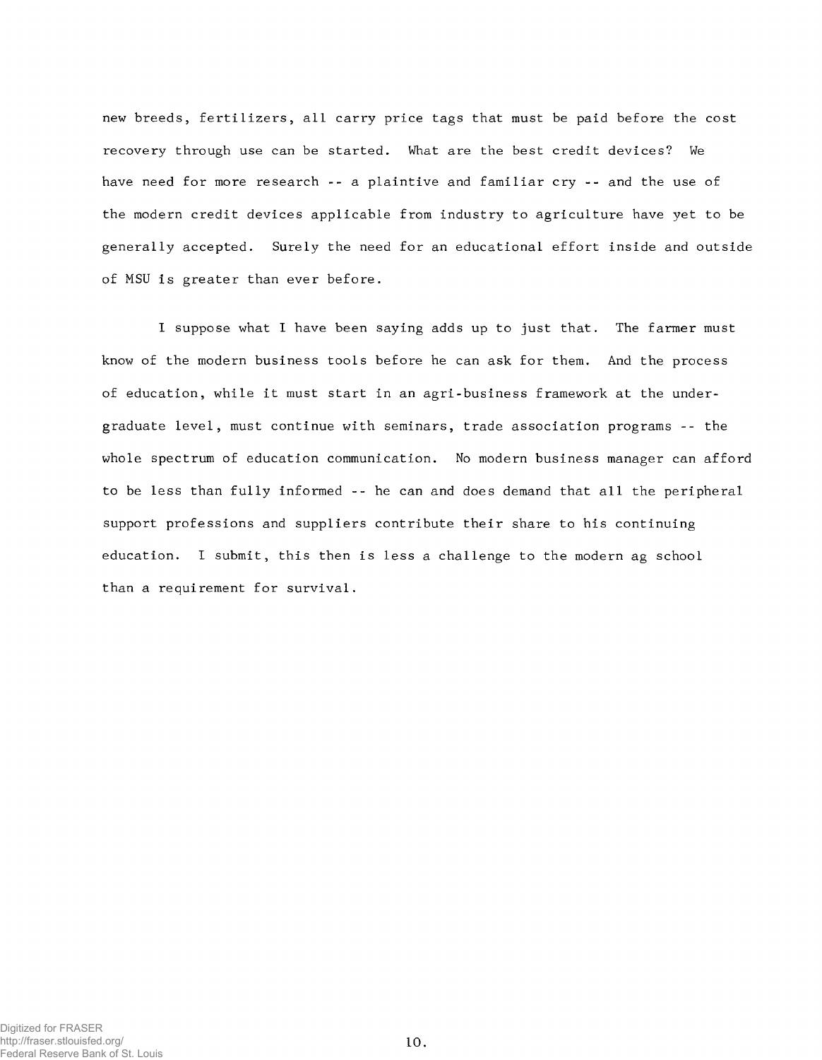new breeds, fertilizers, all carry price tags that must be paid before the cost recovery through use can be started. What are the best credit devices? We have need for more research -- a plaintive and familiar cry -- and the use of the modern credit devices applicable from industry to agriculture have yet to be generally accepted. Surely the need for an educational effort inside and outside of MSU is greater than ever before.

I suppose what I have been saying adds up to just that. The farmer must know of the modern business tools before he can ask for them. And the process of education, while it must start in an agri-business framework at the undergraduate level, must continue with seminars, trade association programs -- the whole spectrum of education communication. No modern business manager can afford to be less than fully informed -- he can and does demand that all the peripheral support professions and suppliers contribute their share to his continuing education. I submit, this then is less a challenge to the modern ag school than a requirement for survival.